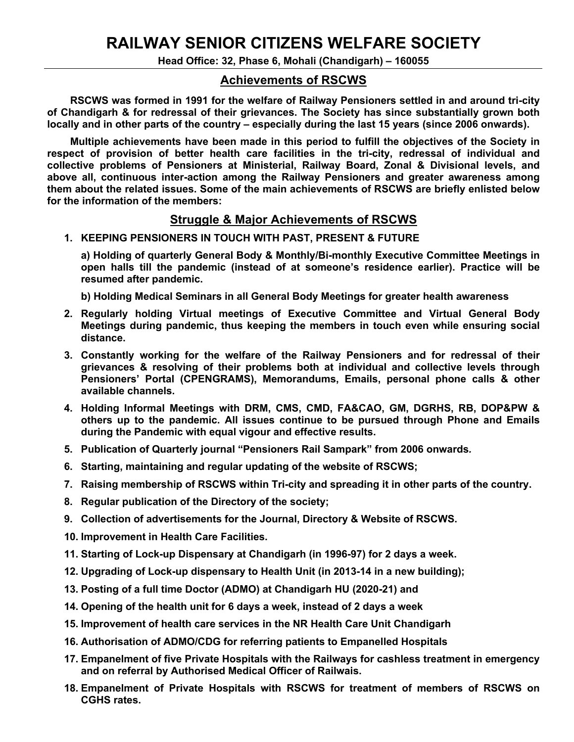# RAILWAY SENIOR CITIZENS WELFARE SOCIETY

**Head Office: 32, Phase 6, Mohali (Chandigarh) – 160055**

## Achievements of RSCWS

**RSCWS was formed in 1991 for the welfare of Railway Pensioners settled in and around tri-city of Chandigarh & for redressal of their grievances. The Society has since substantially grown both locally and in other parts of the country – especially during the last 15 years (since 2006 onwards).**

**Multiple achievements have been made in this period to fulfill the objectives of the Society in respect of provision of better health care facilities in the tri-city, redressal of individual and collective problems of Pensioners at Ministerial, Railway Board, Zonal & Divisional levels, and above all, continuous inter-action among the Railway Pensioners and greater awareness among them about the related issues. Some of the main achievements of RSCWS are briefly enlisted below for the information of the members:**

## Struggle & Major Achievements of RSCWS

1. **KEEPING PENSIONERS IN TOUCH WITH PAST, PRESENT & FUTURE**

   **a) Holding of quarterly General Body & Monthly/Bi-monthly Executive Committee Meetings in open halls till the pandemic (instead of at someone's residence earlier). Practice will be resumed after pandemic.**

   **b) Holding Medical Seminars in all General Body Meetings for greater health awareness**

2. **Regularly holding Virtual meetings of Executive Committee and Virtual General Body Meetings during pandemic, thus keeping the members in touch even while ensuring social distance.**
3. **Constantly working for the welfare of the Railway Pensioners and for redressal of their grievances & resolving of their problems both at individual and collective levels through Pensioners' Portal (CPENGRAMS), Memorandums, Emails, personal phone calls & other available channels.**
4. **Holding Informal Meetings with DRM, CMS, CMD, FA&CAO, GM, DGRHS, RB, DOP&PW & others up to the pandemic. All issues continue to be pursued through Phone and Emails during the Pandemic with equal vigour and effective results.**
5. **Publication of Quarterly journal "Pensioners Rail Sampark" from 2006 onwards.**
6. **Starting, maintaining and regular updating of the website of RSCWS;**
7. **Raising membership of RSCWS within Tri-city and spreading it in other parts of the country.**
8. **Regular publication of the Directory of the society;**
9. **Collection of advertisements for the Journal, Directory & Website of RSCWS.**
10. **Improvement in Health Care Facilities.**
11. **Starting of Lock-up Dispensary at Chandigarh (in 1996-97) for 2 days a week.**
12. **Upgrading of Lock-up dispensary to Health Unit (in 2013-14 in a new building);**
13. **Posting of a full time Doctor (ADMO) at Chandigarh HU (2020-21) and**
14. **Opening of the health unit for 6 days a week, instead of 2 days a week**
15. **Improvement of health care services in the NR Health Care Unit Chandigarh**
16. **Authorisation of ADMO/CDG for referring patients to Empanelled Hospitals**
17. **Empanelment of five Private Hospitals with the Railways for cashless treatment in emergency and on referral by Authorised Medical Officer of Railwais.**
18. **Empanelment of Private Hospitals with RSCWS for treatment of members of RSCWS on CGHS rates.**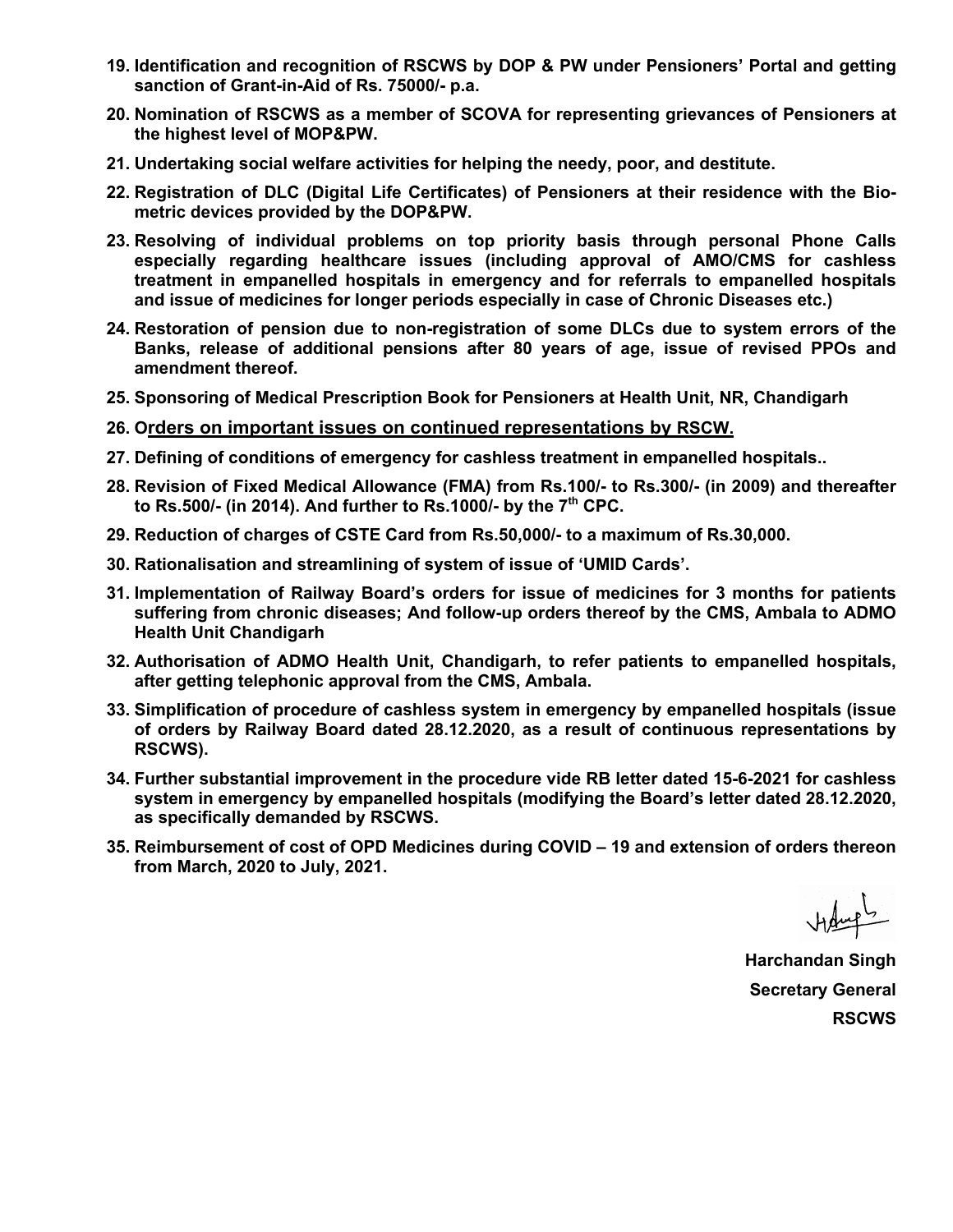19. **Identification and recognition of RSCWS by DOP & PW under Pensioners' Portal and getting sanction of Grant-in-Aid of Rs. 75000/- p.a.**
20. **Nomination of RSCWS as a member of SCOVA for representing grievances of Pensioners at the highest level of MOP&PW.**
21. **Undertaking social welfare activities for helping the needy, poor, and destitute.**
22. **Registration of DLC (Digital Life Certificates) of Pensioners at their residence with the Bio-metric devices provided by the DOP&PW.**
23. **Resolving of individual problems on top priority basis through personal Phone Calls especially regarding healthcare issues (including approval of AMO/CMS for cashless treatment in empanelled hospitals in emergency and for referrals to empanelled hospitals and issue of medicines for longer periods especially in case of Chronic Diseases etc.)**
24. **Restoration of pension due to non-registration of some DLCs due to system errors of the Banks, release of additional pensions after 80 years of age, issue of revised PPOs and amendment thereof.**
25. **Sponsoring of Medical Prescription Book for Pensioners at Health Unit, NR, Chandigarh**
26. **O<u>rders on important issues on continued representations by RSCW.</u>**
27. **Defining of conditions of emergency for cashless treatment in empanelled hospitals..**
28. **Revision of Fixed Medical Allowance (FMA) from Rs.100/- to Rs.300/- (in 2009) and thereafter to Rs.500/- (in 2014). And further to Rs.1000/- by the 7th CPC.**
29. **Reduction of charges of CSTE Card from Rs.50,000/- to a maximum of Rs.30,000.**
30. **Rationalisation and streamlining of system of issue of 'UMID Cards'.**
31. **Implementation of Railway Board's orders for issue of medicines for 3 months for patients suffering from chronic diseases; And follow-up orders thereof by the CMS, Ambala to ADMO Health Unit Chandigarh**
32. **Authorisation of ADMO Health Unit, Chandigarh, to refer patients to empanelled hospitals, after getting telephonic approval from the CMS, Ambala.**
33. **Simplification of procedure of cashless system in emergency by empanelled hospitals (issue of orders by Railway Board dated 28.12.2020, as a result of continuous representations by RSCWS).**
34. **Further substantial improvement in the procedure vide RB letter dated 15-6-2021 for cashless system in emergency by empanelled hospitals (modifying the Board's letter dated 28.12.2020, as specifically demanded by RSCWS.**
35. **Reimbursement of cost of OPD Medicines during COVID – 19 and extension of orders thereon from March, 2020 to July, 2021.**

**Harchandan Singh**
**Secretary General**
**RSCWS**